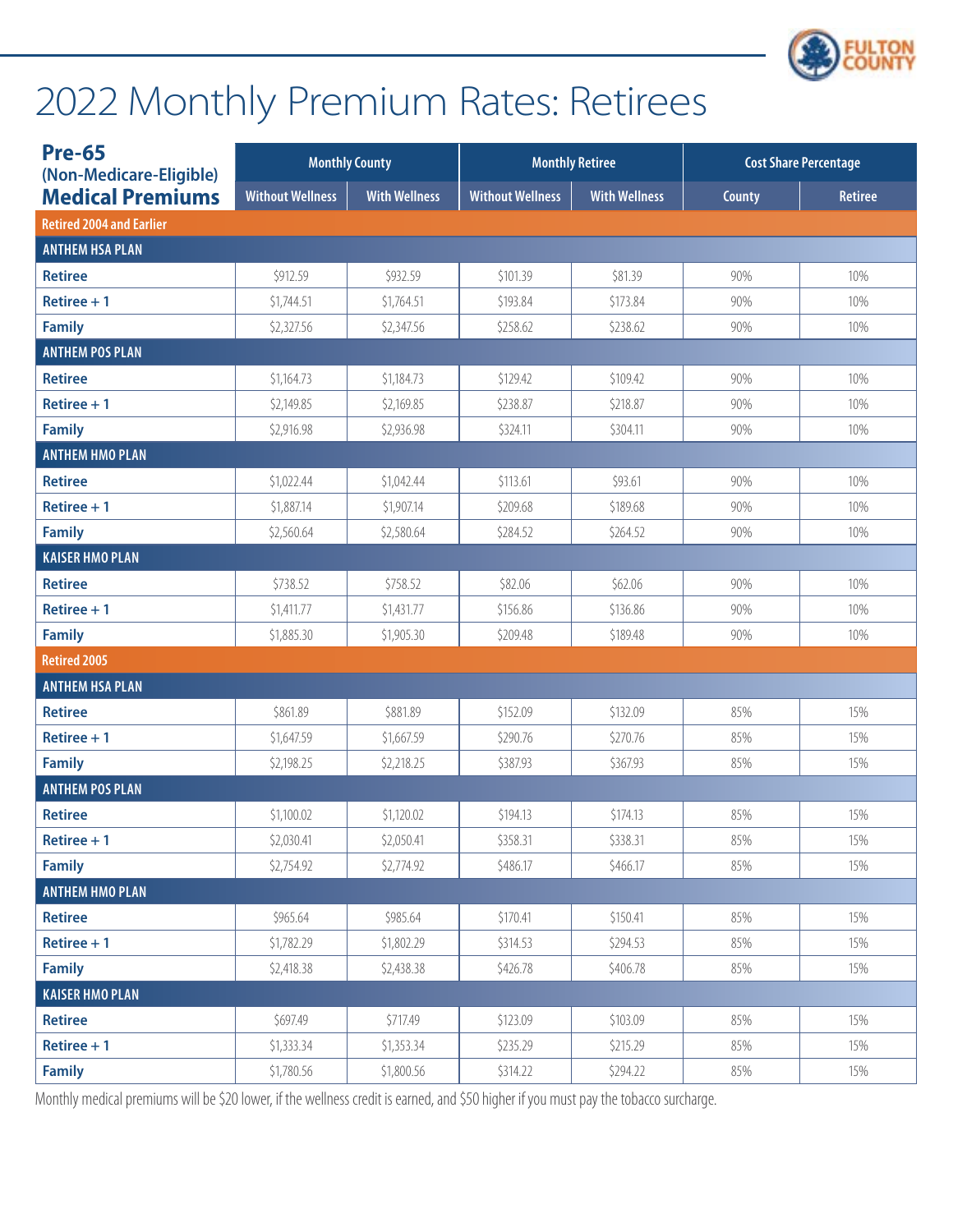# 2022 Monthly Premium Rates: Retirees

| Pre-65 (Non-Medicare-Eligible) Medical Premiums | Monthly County | | Monthly Retiree | | Cost Share Percentage | |
|---|---|---|---|---|---|---|
| | Without Wellness | With Wellness | Without Wellness | With Wellness | County | Retiree |
| **Retired 2004 and Earlier** | | | | | | |
| **ANTHEM HSA PLAN** | | | | | | |
| Retiree | $912.59 | $932.59 | $101.39 | $81.39 | 90% | 10% |
| Retiree + 1 | $1,744.51 | $1,764.51 | $193.84 | $173.84 | 90% | 10% |
| Family | $2,327.56 | $2,347.56 | $258.62 | $238.62 | 90% | 10% |
| **ANTHEM POS PLAN** | | | | | | |
| Retiree | $1,164.73 | $1,184.73 | $129.42 | $109.42 | 90% | 10% |
| Retiree + 1 | $2,149.85 | $2,169.85 | $238.87 | $218.87 | 90% | 10% |
| Family | $2,916.98 | $2,936.98 | $324.11 | $304.11 | 90% | 10% |
| **ANTHEM HMO PLAN** | | | | | | |
| Retiree | $1,022.44 | $1,042.44 | $113.61 | $93.61 | 90% | 10% |
| Retiree + 1 | $1,887.14 | $1,907.14 | $209.68 | $189.68 | 90% | 10% |
| Family | $2,560.64 | $2,580.64 | $284.52 | $264.52 | 90% | 10% |
| **KAISER HMO PLAN** | | | | | | |
| Retiree | $738.52 | $758.52 | $82.06 | $62.06 | 90% | 10% |
| Retiree + 1 | $1,411.77 | $1,431.77 | $156.86 | $136.86 | 90% | 10% |
| Family | $1,885.30 | $1,905.30 | $209.48 | $189.48 | 90% | 10% |
| **Retired 2005** | | | | | | |
| **ANTHEM HSA PLAN** | | | | | | |
| Retiree | $861.89 | $881.89 | $152.09 | $132.09 | 85% | 15% |
| Retiree + 1 | $1,647.59 | $1,667.59 | $290.76 | $270.76 | 85% | 15% |
| Family | $2,198.25 | $2,218.25 | $387.93 | $367.93 | 85% | 15% |
| **ANTHEM POS PLAN** | | | | | | |
| Retiree | $1,100.02 | $1,120.02 | $194.13 | $174.13 | 85% | 15% |
| Retiree + 1 | $2,030.41 | $2,050.41 | $358.31 | $338.31 | 85% | 15% |
| Family | $2,754.92 | $2,774.92 | $486.17 | $466.17 | 85% | 15% |
| **ANTHEM HMO PLAN** | | | | | | |
| Retiree | $965.64 | $985.64 | $170.41 | $150.41 | 85% | 15% |
| Retiree + 1 | $1,782.29 | $1,802.29 | $314.53 | $294.53 | 85% | 15% |
| Family | $2,418.38 | $2,438.38 | $426.78 | $406.78 | 85% | 15% |
| **KAISER HMO PLAN** | | | | | | |
| Retiree | $697.49 | $717.49 | $123.09 | $103.09 | 85% | 15% |
| Retiree + 1 | $1,333.34 | $1,353.34 | $235.29 | $215.29 | 85% | 15% |
| Family | $1,780.56 | $1,800.56 | $314.22 | $294.22 | 85% | 15% |

Monthly medical premiums will be $20 lower, if the wellness credit is earned, and $50 higher if you must pay the tobacco surcharge.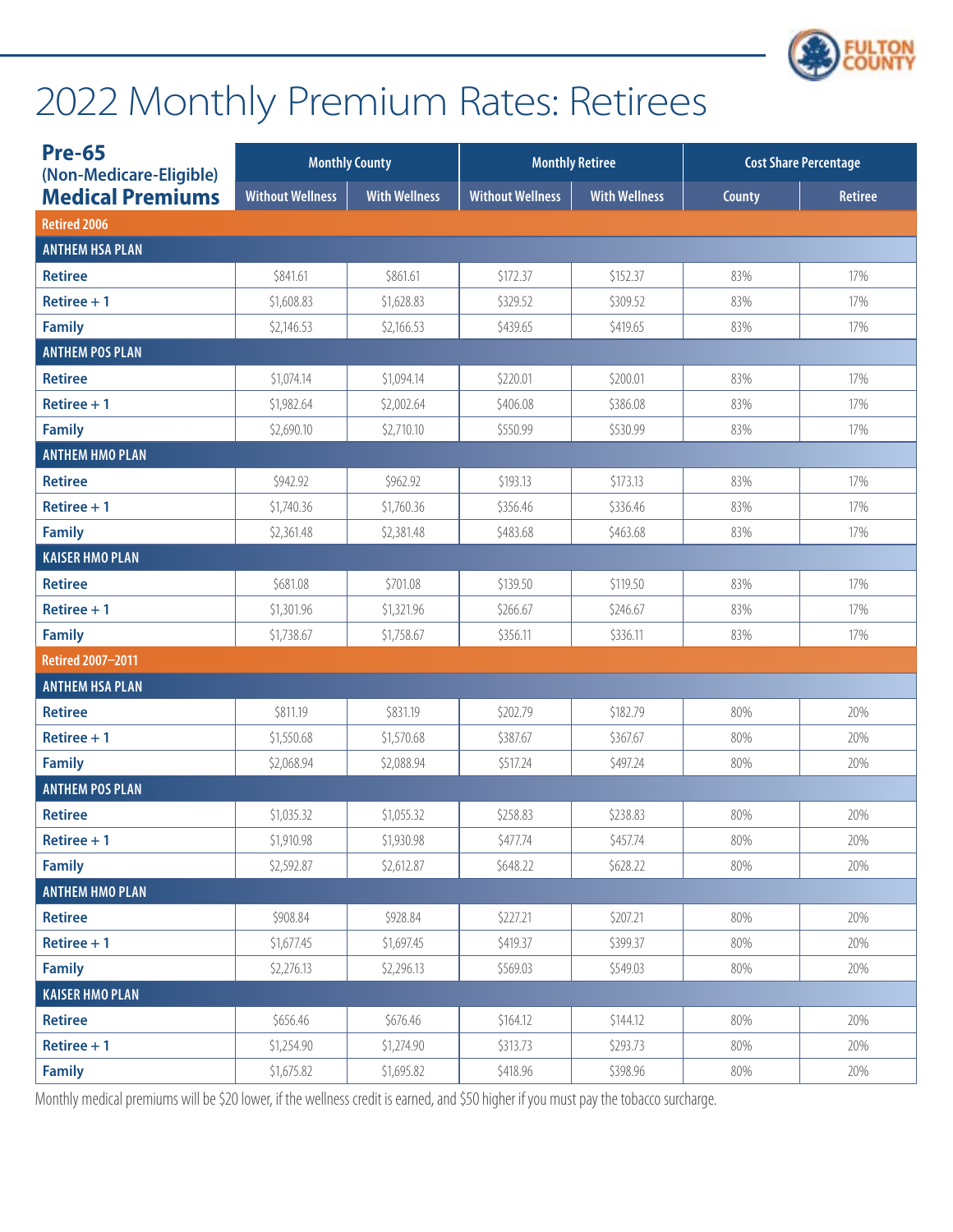# 2022 Monthly Premium Rates: Retirees

| **Pre-65** (Non-Medicare-Eligible) **Medical Premiums** | Monthly County | | Monthly Retiree | | Cost Share Percentage | |
|---|---|---|---|---|---|---|
| | Without Wellness | With Wellness | Without Wellness | With Wellness | County | Retiree |
| **Retired 2006** | | | | | | |
| **ANTHEM HSA PLAN** | | | | | | |
| Retiree | $841.61 | $861.61 | $172.37 | $152.37 | 83% | 17% |
| Retiree + 1 | $1,608.83 | $1,628.83 | $329.52 | $309.52 | 83% | 17% |
| Family | $2,146.53 | $2,166.53 | $439.65 | $419.65 | 83% | 17% |
| **ANTHEM POS PLAN** | | | | | | |
| Retiree | $1,074.14 | $1,094.14 | $220.01 | $200.01 | 83% | 17% |
| Retiree + 1 | $1,982.64 | $2,002.64 | $406.08 | $386.08 | 83% | 17% |
| Family | $2,690.10 | $2,710.10 | $550.99 | $530.99 | 83% | 17% |
| **ANTHEM HMO PLAN** | | | | | | |
| Retiree | $942.92 | $962.92 | $193.13 | $173.13 | 83% | 17% |
| Retiree + 1 | $1,740.36 | $1,760.36 | $356.46 | $336.46 | 83% | 17% |
| Family | $2,361.48 | $2,381.48 | $483.68 | $463.68 | 83% | 17% |
| **KAISER HMO PLAN** | | | | | | |
| Retiree | $681.08 | $701.08 | $139.50 | $119.50 | 83% | 17% |
| Retiree + 1 | $1,301.96 | $1,321.96 | $266.67 | $246.67 | 83% | 17% |
| Family | $1,738.67 | $1,758.67 | $356.11 | $336.11 | 83% | 17% |
| **Retired 2007–2011** | | | | | | |
| **ANTHEM HSA PLAN** | | | | | | |
| Retiree | $811.19 | $831.19 | $202.79 | $182.79 | 80% | 20% |
| Retiree + 1 | $1,550.68 | $1,570.68 | $387.67 | $367.67 | 80% | 20% |
| Family | $2,068.94 | $2,088.94 | $517.24 | $497.24 | 80% | 20% |
| **ANTHEM POS PLAN** | | | | | | |
| Retiree | $1,035.32 | $1,055.32 | $258.83 | $238.83 | 80% | 20% |
| Retiree + 1 | $1,910.98 | $1,930.98 | $477.74 | $457.74 | 80% | 20% |
| Family | $2,592.87 | $2,612.87 | $648.22 | $628.22 | 80% | 20% |
| **ANTHEM HMO PLAN** | | | | | | |
| Retiree | $908.84 | $928.84 | $227.21 | $207.21 | 80% | 20% |
| Retiree + 1 | $1,677.45 | $1,697.45 | $419.37 | $399.37 | 80% | 20% |
| Family | $2,276.13 | $2,296.13 | $569.03 | $549.03 | 80% | 20% |
| **KAISER HMO PLAN** | | | | | | |
| Retiree | $656.46 | $676.46 | $164.12 | $144.12 | 80% | 20% |
| Retiree + 1 | $1,254.90 | $1,274.90 | $313.73 | $293.73 | 80% | 20% |
| Family | $1,675.82 | $1,695.82 | $418.96 | $398.96 | 80% | 20% |

Monthly medical premiums will be $20 lower, if the wellness credit is earned, and $50 higher if you must pay the tobacco surcharge.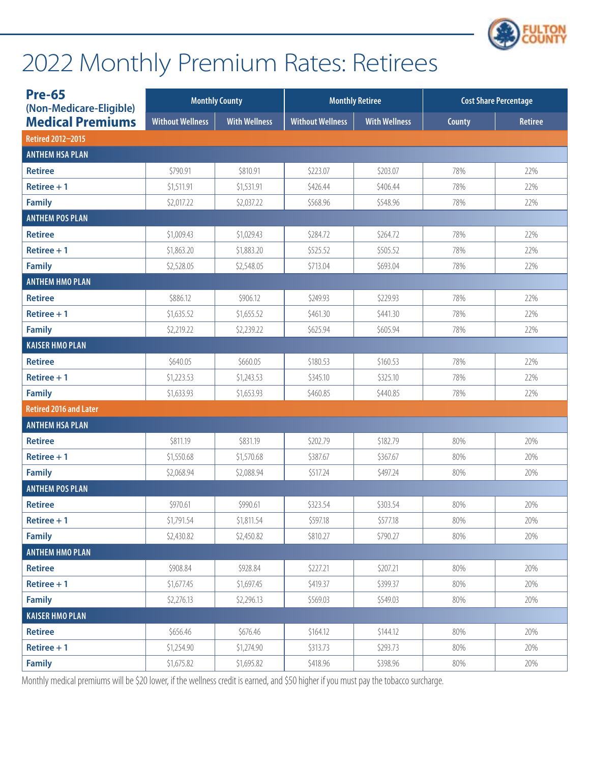# 2022 Monthly Premium Rates: Retirees

| Pre-65 (Non-Medicare-Eligible) Medical Premiums | Monthly County | | Monthly Retiree | | Cost Share Percentage | |
|---|---|---|---|---|---|---|
| | Without Wellness | With Wellness | Without Wellness | With Wellness | County | Retiree |
| **Retired 2012–2015** | | | | | | |
| **ANTHEM HSA PLAN** | | | | | | |
| Retiree | $790.91 | $810.91 | $223.07 | $203.07 | 78% | 22% |
| Retiree + 1 | $1,511.91 | $1,531.91 | $426.44 | $406.44 | 78% | 22% |
| Family | $2,017.22 | $2,037.22 | $568.96 | $548.96 | 78% | 22% |
| **ANTHEM POS PLAN** | | | | | | |
| Retiree | $1,009.43 | $1,029.43 | $284.72 | $264.72 | 78% | 22% |
| Retiree + 1 | $1,863.20 | $1,883.20 | $525.52 | $505.52 | 78% | 22% |
| Family | $2,528.05 | $2,548.05 | $713.04 | $693.04 | 78% | 22% |
| **ANTHEM HMO PLAN** | | | | | | |
| Retiree | $886.12 | $906.12 | $249.93 | $229.93 | 78% | 22% |
| Retiree + 1 | $1,635.52 | $1,655.52 | $461.30 | $441.30 | 78% | 22% |
| Family | $2,219.22 | $2,239.22 | $625.94 | $605.94 | 78% | 22% |
| **KAISER HMO PLAN** | | | | | | |
| Retiree | $640.05 | $660.05 | $180.53 | $160.53 | 78% | 22% |
| Retiree + 1 | $1,223.53 | $1,243.53 | $345.10 | $325.10 | 78% | 22% |
| Family | $1,633.93 | $1,653.93 | $460.85 | $440.85 | 78% | 22% |
| **Retired 2016 and Later** | | | | | | |
| **ANTHEM HSA PLAN** | | | | | | |
| Retiree | $811.19 | $831.19 | $202.79 | $182.79 | 80% | 20% |
| Retiree + 1 | $1,550.68 | $1,570.68 | $387.67 | $367.67 | 80% | 20% |
| Family | $2,068.94 | $2,088.94 | $517.24 | $497.24 | 80% | 20% |
| **ANTHEM POS PLAN** | | | | | | |
| Retiree | $970.61 | $990.61 | $323.54 | $303.54 | 80% | 20% |
| Retiree + 1 | $1,791.54 | $1,811.54 | $597.18 | $577.18 | 80% | 20% |
| Family | $2,430.82 | $2,450.82 | $810.27 | $790.27 | 80% | 20% |
| **ANTHEM HMO PLAN** | | | | | | |
| Retiree | $908.84 | $928.84 | $227.21 | $207.21 | 80% | 20% |
| Retiree + 1 | $1,677.45 | $1,697.45 | $419.37 | $399.37 | 80% | 20% |
| Family | $2,276.13 | $2,296.13 | $569.03 | $549.03 | 80% | 20% |
| **KAISER HMO PLAN** | | | | | | |
| Retiree | $656.46 | $676.46 | $164.12 | $144.12 | 80% | 20% |
| Retiree + 1 | $1,254.90 | $1,274.90 | $313.73 | $293.73 | 80% | 20% |
| Family | $1,675.82 | $1,695.82 | $418.96 | $398.96 | 80% | 20% |

Monthly medical premiums will be $20 lower, if the wellness credit is earned, and $50 higher if you must pay the tobacco surcharge.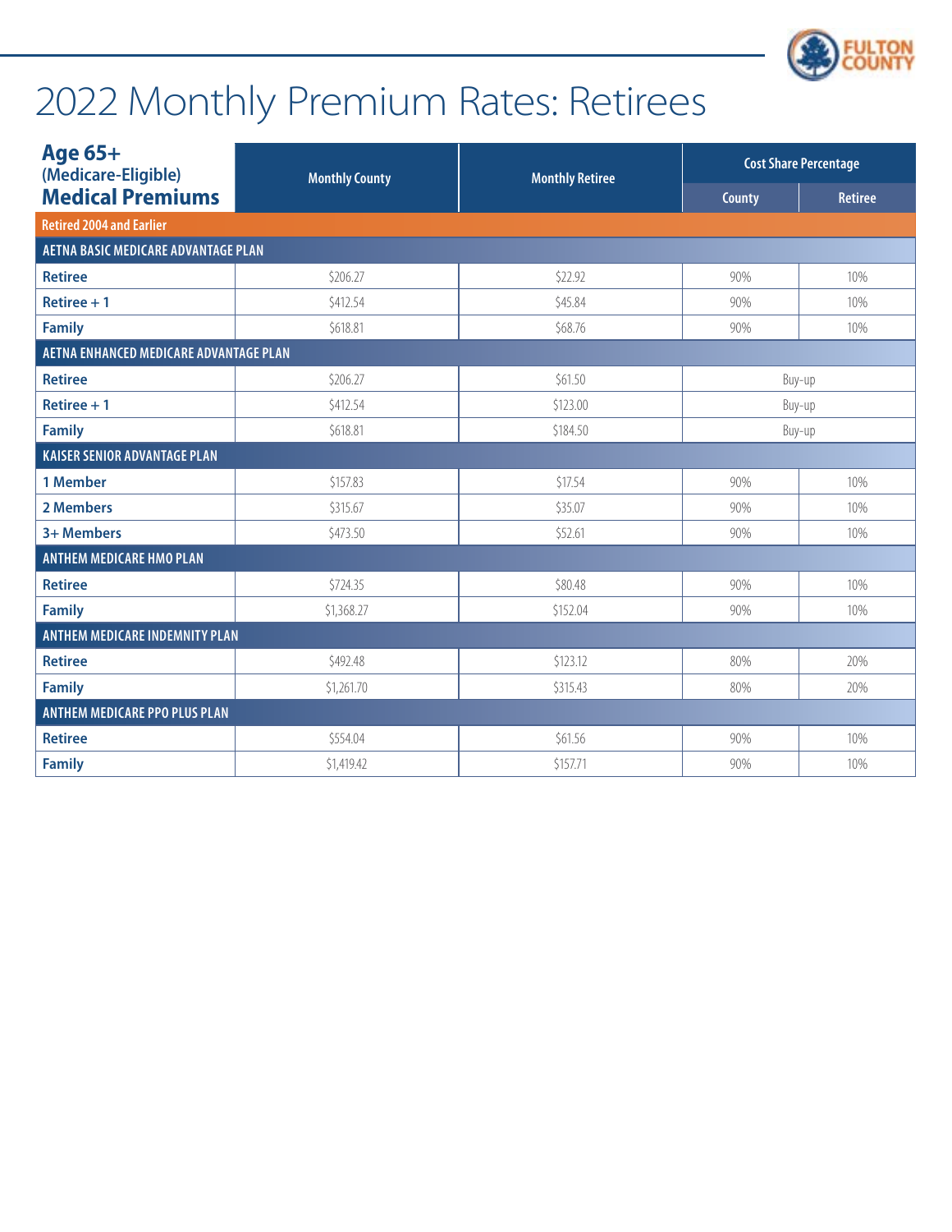# 2022 Monthly Premium Rates: Retirees

| **Age 65+** (Medicare-Eligible) **Medical Premiums** | Monthly County | Monthly Retiree | Cost Share Percentage | |
|---|---|---|---|---|
| | | | County | Retiree |
| **Retired 2004 and Earlier** | | | | |
| **AETNA BASIC MEDICARE ADVANTAGE PLAN** | | | | |
| Retiree | $206.27 | $22.92 | 90% | 10% |
| Retiree + 1 | $412.54 | $45.84 | 90% | 10% |
| Family | $618.81 | $68.76 | 90% | 10% |
| **AETNA ENHANCED MEDICARE ADVANTAGE PLAN** | | | | |
| Retiree | $206.27 | $61.50 | Buy-up | |
| Retiree + 1 | $412.54 | $123.00 | Buy-up | |
| Family | $618.81 | $184.50 | Buy-up | |
| **KAISER SENIOR ADVANTAGE PLAN** | | | | |
| 1 Member | $157.83 | $17.54 | 90% | 10% |
| 2 Members | $315.67 | $35.07 | 90% | 10% |
| 3+ Members | $473.50 | $52.61 | 90% | 10% |
| **ANTHEM MEDICARE HMO PLAN** | | | | |
| Retiree | $724.35 | $80.48 | 90% | 10% |
| Family | $1,368.27 | $152.04 | 90% | 10% |
| **ANTHEM MEDICARE INDEMNITY PLAN** | | | | |
| Retiree | $492.48 | $123.12 | 80% | 20% |
| Family | $1,261.70 | $315.43 | 80% | 20% |
| **ANTHEM MEDICARE PPO PLUS PLAN** | | | | |
| Retiree | $554.04 | $61.56 | 90% | 10% |
| Family | $1,419.42 | $157.71 | 90% | 10% |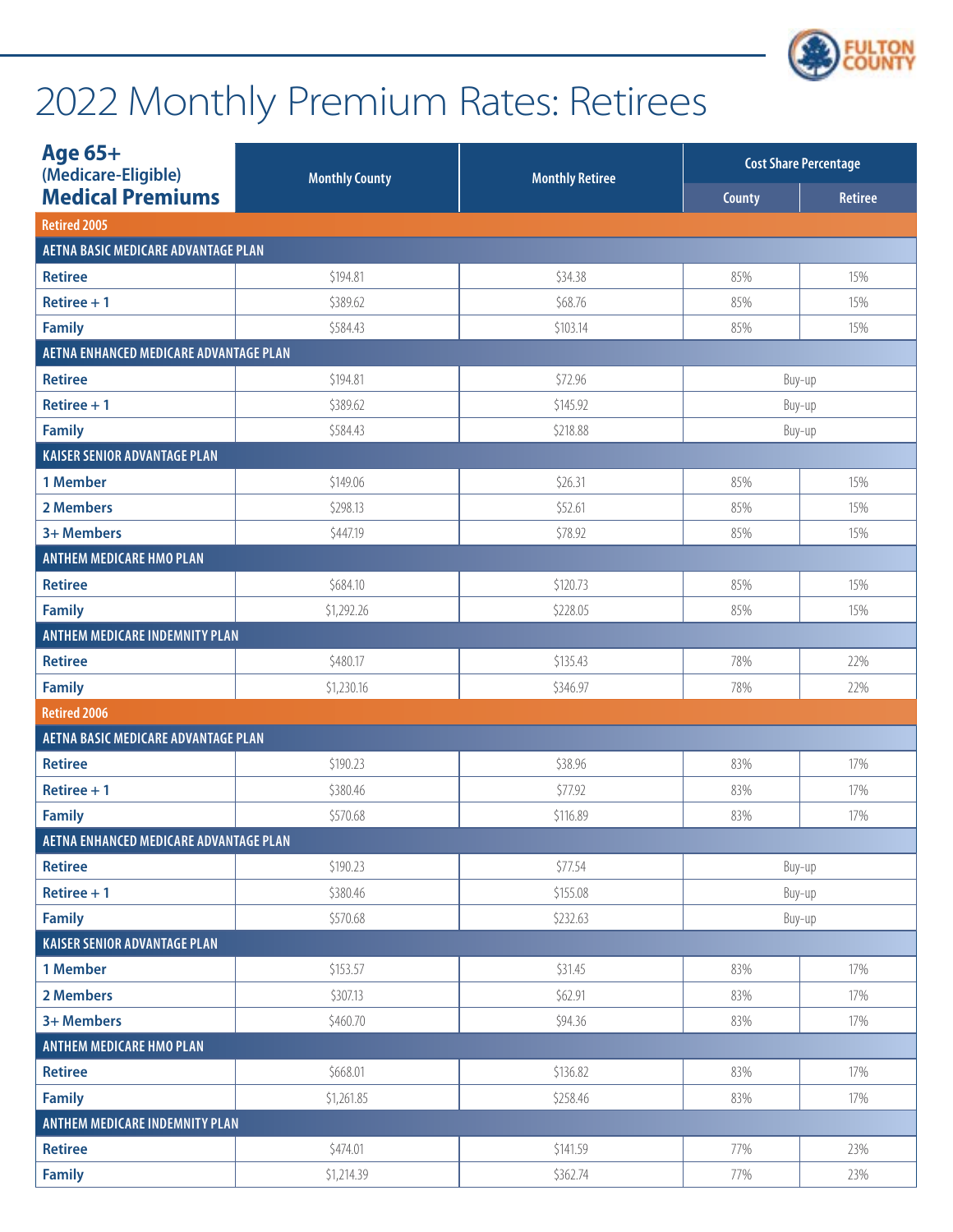# 2022 Monthly Premium Rates: Retirees

| Age 65+ (Medicare-Eligible) Medical Premiums | Monthly County | Monthly Retiree | Cost Share Percentage | |
|---|---|---|---|---|
| | | | County | Retiree |
| **Retired 2005** | | | | |
| **AETNA BASIC MEDICARE ADVANTAGE PLAN** | | | | |
| Retiree | $194.81 | $34.38 | 85% | 15% |
| Retiree + 1 | $389.62 | $68.76 | 85% | 15% |
| Family | $584.43 | $103.14 | 85% | 15% |
| **AETNA ENHANCED MEDICARE ADVANTAGE PLAN** | | | | |
| Retiree | $194.81 | $72.96 | Buy-up | |
| Retiree + 1 | $389.62 | $145.92 | Buy-up | |
| Family | $584.43 | $218.88 | Buy-up | |
| **KAISER SENIOR ADVANTAGE PLAN** | | | | |
| 1 Member | $149.06 | $26.31 | 85% | 15% |
| 2 Members | $298.13 | $52.61 | 85% | 15% |
| 3+ Members | $447.19 | $78.92 | 85% | 15% |
| **ANTHEM MEDICARE HMO PLAN** | | | | |
| Retiree | $684.10 | $120.73 | 85% | 15% |
| Family | $1,292.26 | $228.05 | 85% | 15% |
| **ANTHEM MEDICARE INDEMNITY PLAN** | | | | |
| Retiree | $480.17 | $135.43 | 78% | 22% |
| Family | $1,230.16 | $346.97 | 78% | 22% |
| **Retired 2006** | | | | |
| **AETNA BASIC MEDICARE ADVANTAGE PLAN** | | | | |
| Retiree | $190.23 | $38.96 | 83% | 17% |
| Retiree + 1 | $380.46 | $77.92 | 83% | 17% |
| Family | $570.68 | $116.89 | 83% | 17% |
| **AETNA ENHANCED MEDICARE ADVANTAGE PLAN** | | | | |
| Retiree | $190.23 | $77.54 | Buy-up | |
| Retiree + 1 | $380.46 | $155.08 | Buy-up | |
| Family | $570.68 | $232.63 | Buy-up | |
| **KAISER SENIOR ADVANTAGE PLAN** | | | | |
| 1 Member | $153.57 | $31.45 | 83% | 17% |
| 2 Members | $307.13 | $62.91 | 83% | 17% |
| 3+ Members | $460.70 | $94.36 | 83% | 17% |
| **ANTHEM MEDICARE HMO PLAN** | | | | |
| Retiree | $668.01 | $136.82 | 83% | 17% |
| Family | $1,261.85 | $258.46 | 83% | 17% |
| **ANTHEM MEDICARE INDEMNITY PLAN** | | | | |
| Retiree | $474.01 | $141.59 | 77% | 23% |
| Family | $1,214.39 | $362.74 | 77% | 23% |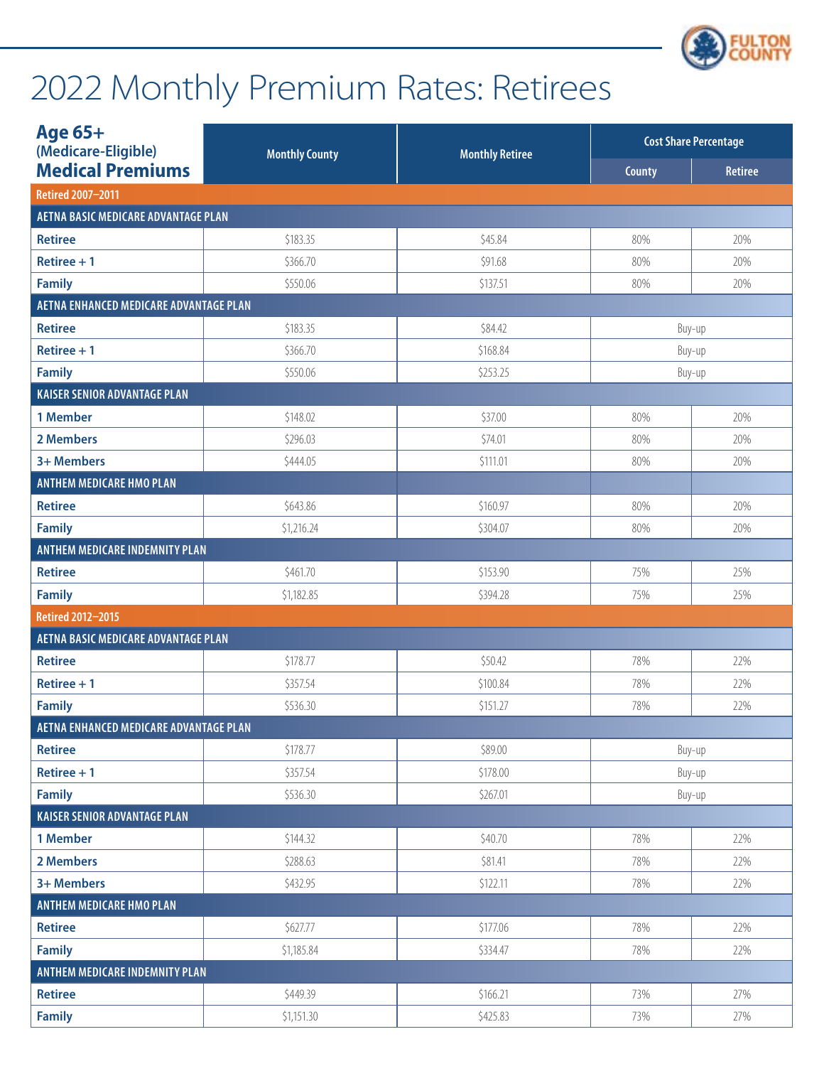# 2022 Monthly Premium Rates: Retirees

| **Age 65+ (Medicare-Eligible) Medical Premiums** | Monthly County | Monthly Retiree | Cost Share Percentage | |
|---|---|---|---|---|
| | | | County | Retiree |
| **Retired 2007–2011** | | | | |
| **AETNA BASIC MEDICARE ADVANTAGE PLAN** | | | | |
| Retiree | $183.35 | $45.84 | 80% | 20% |
| Retiree + 1 | $366.70 | $91.68 | 80% | 20% |
| Family | $550.06 | $137.51 | 80% | 20% |
| **AETNA ENHANCED MEDICARE ADVANTAGE PLAN** | | | | |
| Retiree | $183.35 | $84.42 | Buy-up | |
| Retiree + 1 | $366.70 | $168.84 | Buy-up | |
| Family | $550.06 | $253.25 | Buy-up | |
| **KAISER SENIOR ADVANTAGE PLAN** | | | | |
| 1 Member | $148.02 | $37.00 | 80% | 20% |
| 2 Members | $296.03 | $74.01 | 80% | 20% |
| 3+ Members | $444.05 | $111.01 | 80% | 20% |
| **ANTHEM MEDICARE HMO PLAN** | | | | |
| Retiree | $643.86 | $160.97 | 80% | 20% |
| Family | $1,216.24 | $304.07 | 80% | 20% |
| **ANTHEM MEDICARE INDEMNITY PLAN** | | | | |
| Retiree | $461.70 | $153.90 | 75% | 25% |
| Family | $1,182.85 | $394.28 | 75% | 25% |
| **Retired 2012–2015** | | | | |
| **AETNA BASIC MEDICARE ADVANTAGE PLAN** | | | | |
| Retiree | $178.77 | $50.42 | 78% | 22% |
| Retiree + 1 | $357.54 | $100.84 | 78% | 22% |
| Family | $536.30 | $151.27 | 78% | 22% |
| **AETNA ENHANCED MEDICARE ADVANTAGE PLAN** | | | | |
| Retiree | $178.77 | $89.00 | Buy-up | |
| Retiree + 1 | $357.54 | $178.00 | Buy-up | |
| Family | $536.30 | $267.01 | Buy-up | |
| **KAISER SENIOR ADVANTAGE PLAN** | | | | |
| 1 Member | $144.32 | $40.70 | 78% | 22% |
| 2 Members | $288.63 | $81.41 | 78% | 22% |
| 3+ Members | $432.95 | $122.11 | 78% | 22% |
| **ANTHEM MEDICARE HMO PLAN** | | | | |
| Retiree | $627.77 | $177.06 | 78% | 22% |
| Family | $1,185.84 | $334.47 | 78% | 22% |
| **ANTHEM MEDICARE INDEMNITY PLAN** | | | | |
| Retiree | $449.39 | $166.21 | 73% | 27% |
| Family | $1,151.30 | $425.83 | 73% | 27% |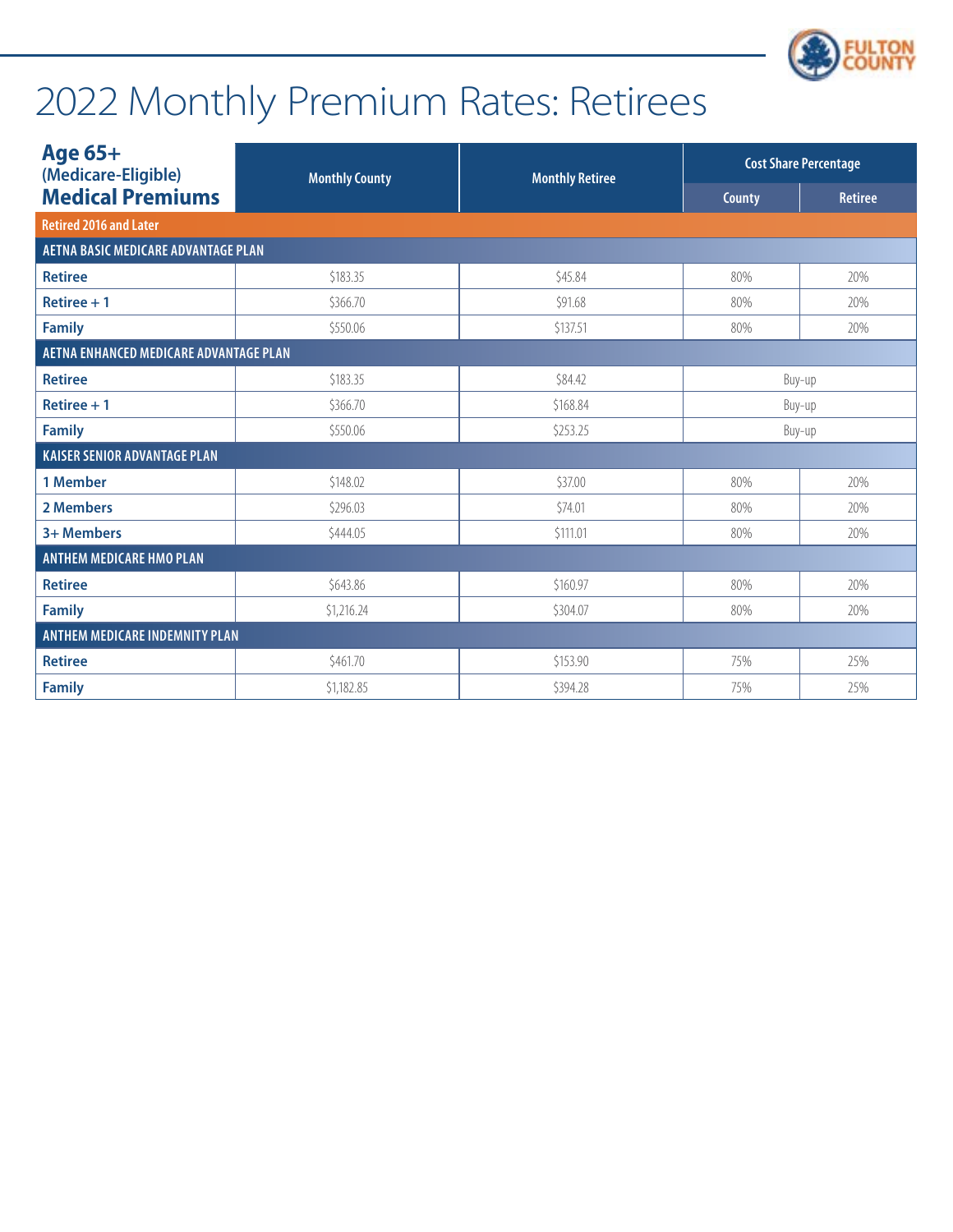# 2022 Monthly Premium Rates: Retirees

| Age 65+ (Medicare-Eligible) Medical Premiums | Monthly County | Monthly Retiree | Cost Share Percentage | |
|---|---|---|---|---|
| | | | County | Retiree |
| **Retired 2016 and Later** | | | | |
| **AETNA BASIC MEDICARE ADVANTAGE PLAN** | | | | |
| **Retiree** | $183.35 | $45.84 | 80% | 20% |
| **Retiree + 1** | $366.70 | $91.68 | 80% | 20% |
| **Family** | $550.06 | $137.51 | 80% | 20% |
| **AETNA ENHANCED MEDICARE ADVANTAGE PLAN** | | | | |
| **Retiree** | $183.35 | $84.42 | Buy-up | |
| **Retiree + 1** | $366.70 | $168.84 | Buy-up | |
| **Family** | $550.06 | $253.25 | Buy-up | |
| **KAISER SENIOR ADVANTAGE PLAN** | | | | |
| **1 Member** | $148.02 | $37.00 | 80% | 20% |
| **2 Members** | $296.03 | $74.01 | 80% | 20% |
| **3+ Members** | $444.05 | $111.01 | 80% | 20% |
| **ANTHEM MEDICARE HMO PLAN** | | | | |
| **Retiree** | $643.86 | $160.97 | 80% | 20% |
| **Family** | $1,216.24 | $304.07 | 80% | 20% |
| **ANTHEM MEDICARE INDEMNITY PLAN** | | | | |
| **Retiree** | $461.70 | $153.90 | 75% | 25% |
| **Family** | $1,182.85 | $394.28 | 75% | 25% |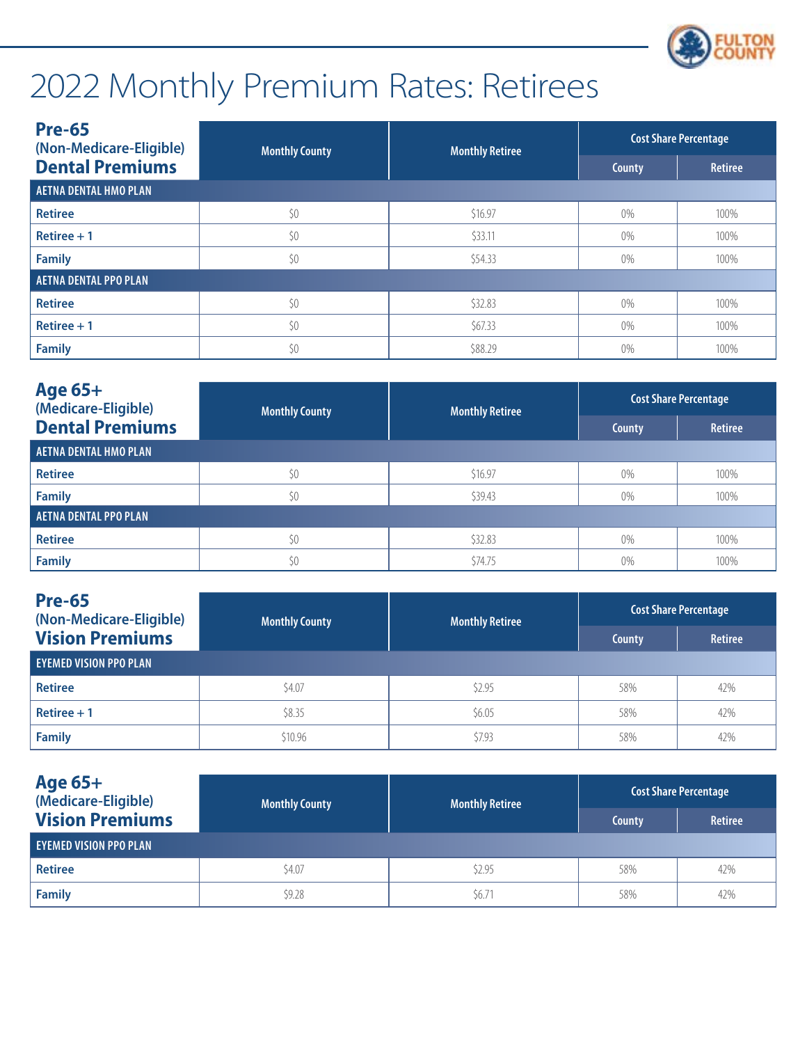# 2022 Monthly Premium Rates: Retirees

| **Pre-65** (Non-Medicare-Eligible) **Dental Premiums** | Monthly County | Monthly Retiree | Cost Share Percentage | |
|---|---|---|---|---|
| | | | County | Retiree |
| **AETNA DENTAL HMO PLAN** | | | | |
| Retiree | $0 | $16.97 | 0% | 100% |
| Retiree + 1 | $0 | $33.11 | 0% | 100% |
| Family | $0 | $54.33 | 0% | 100% |
| **AETNA DENTAL PPO PLAN** | | | | |
| Retiree | $0 | $32.83 | 0% | 100% |
| Retiree + 1 | $0 | $67.33 | 0% | 100% |
| Family | $0 | $88.29 | 0% | 100% |

| **Age 65+** (Medicare-Eligible) **Dental Premiums** | Monthly County | Monthly Retiree | Cost Share Percentage | |
|---|---|---|---|---|
| | | | County | Retiree |
| **AETNA DENTAL HMO PLAN** | | | | |
| Retiree | $0 | $16.97 | 0% | 100% |
| Family | $0 | $39.43 | 0% | 100% |
| **AETNA DENTAL PPO PLAN** | | | | |
| Retiree | $0 | $32.83 | 0% | 100% |
| Family | $0 | $74.75 | 0% | 100% |

| **Pre-65** (Non-Medicare-Eligible) **Vision Premiums** | Monthly County | Monthly Retiree | Cost Share Percentage | |
|---|---|---|---|---|
| | | | County | Retiree |
| **EYEMED VISION PPO PLAN** | | | | |
| Retiree | $4.07 | $2.95 | 58% | 42% |
| Retiree + 1 | $8.35 | $6.05 | 58% | 42% |
| Family | $10.96 | $7.93 | 58% | 42% |

| **Age 65+** (Medicare-Eligible) **Vision Premiums** | Monthly County | Monthly Retiree | Cost Share Percentage | |
|---|---|---|---|---|
| | | | County | Retiree |
| **EYEMED VISION PPO PLAN** | | | | |
| Retiree | $4.07 | $2.95 | 58% | 42% |
| Family | $9.28 | $6.71 | 58% | 42% |